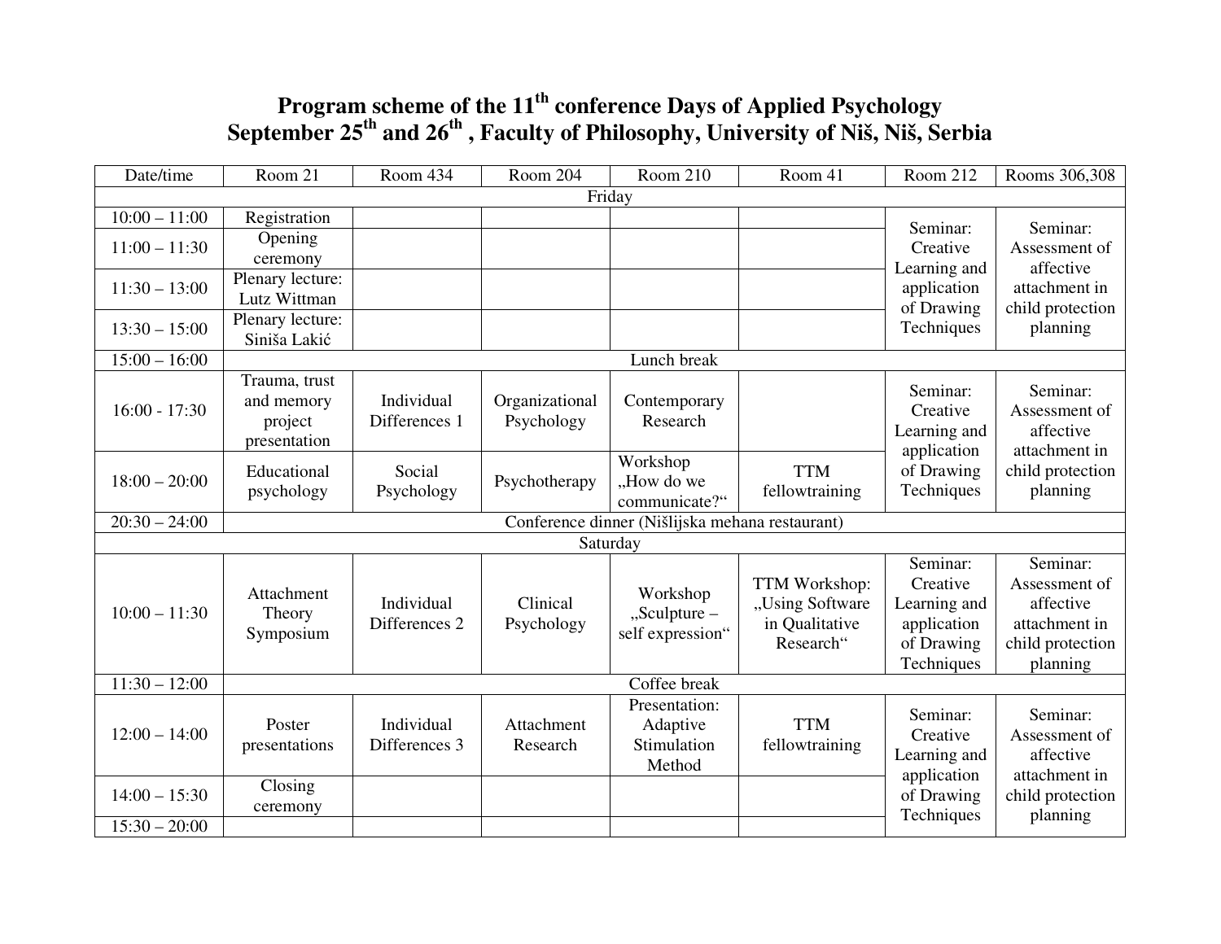# Program scheme of the 11th conference Days of Applied Psychology
# September 25th and 26th , Faculty of Philosophy, University of Niš, Niš, Serbia

| Date/time | Room 21 | Room 434 | Room 204 | Room 210 | Room 41 | Room 212 | Rooms 306,308 |
|---|---|---|---|---|---|---|---|
| Friday | | | | | | | |
| 10:00 – 11:00 | Registration | | | | | Seminar: Creative Learning and application of Drawing Techniques | Seminar: Assessment of affective attachment in child protection planning |
| 11:00 – 11:30 | Opening ceremony | | | | | | |
| 11:30 – 13:00 | Plenary lecture: Lutz Wittman | | | | | | |
| 13:30 – 15:00 | Plenary lecture: Siniša Lakić | | | | | | |
| 15:00 – 16:00 | Lunch break | | | | | | |
| 16:00 - 17:30 | Trauma, trust and memory project presentation | Individual Differences 1 | Organizational Psychology | Contemporary Research | | Seminar: Creative Learning and application of Drawing Techniques | Seminar: Assessment of affective attachment in child protection planning |
| 18:00 – 20:00 | Educational psychology | Social Psychology | Psychotherapy | Workshop „How do we communicate?“ | TTM fellowtraining | | |
| 20:30 – 24:00 | Conference dinner (Nišlijska mehana restaurant) | | | | | | |
| Saturday | | | | | | | |
| 10:00 – 11:30 | Attachment Theory Symposium | Individual Differences 2 | Clinical Psychology | Workshop „Sculpture – self expression“ | TTM Workshop: „Using Software in Qualitative Research“ | Seminar: Creative Learning and application of Drawing Techniques | Seminar: Assessment of affective attachment in child protection planning |
| 11:30 – 12:00 | Coffee break | | | | | | |
| 12:00 – 14:00 | Poster presentations | Individual Differences 3 | Attachment Research | Presentation: Adaptive Stimulation Method | TTM fellowtraining | Seminar: Creative Learning and application of Drawing Techniques | Seminar: Assessment of affective attachment in child protection planning |
| 14:00 – 15:30 | Closing ceremony | | | | | | |
| 15:30 – 20:00 | | | | | | | |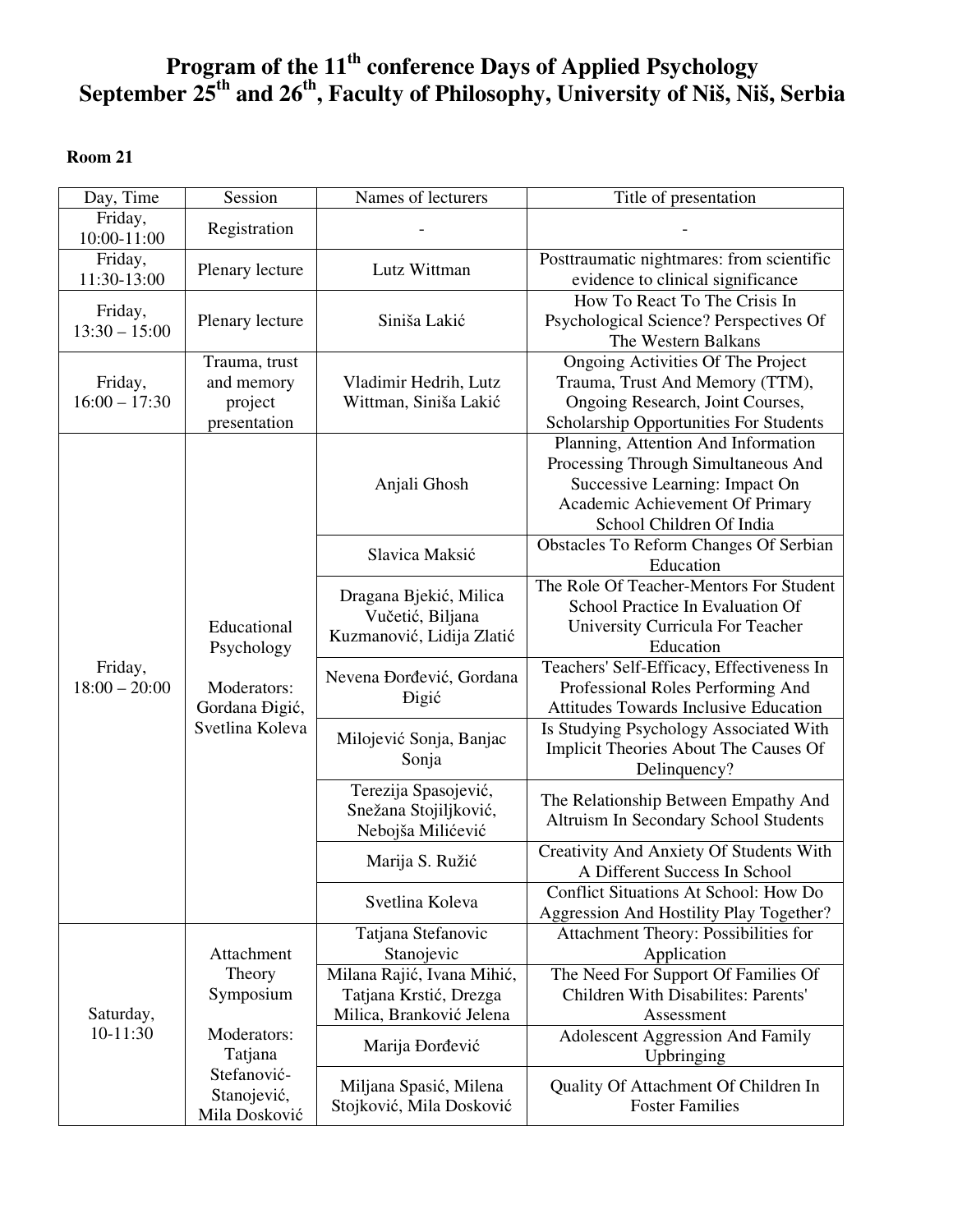# Program of the 11th conference Days of Applied Psychology
# September 25th and 26th, Faculty of Philosophy, University of Niš, Niš, Serbia

**Room 21**

| Day, Time | Session | Names of lecturers | Title of presentation |
|---|---|---|---|
| Friday, 10:00-11:00 | Registration | - | - |
| Friday, 11:30-13:00 | Plenary lecture | Lutz Wittman | Posttraumatic nightmares: from scientific evidence to clinical significance |
| Friday, 13:30 – 15:00 | Plenary lecture | Siniša Lakić | How To React To The Crisis In Psychological Science? Perspectives Of The Western Balkans |
| Friday, 16:00 – 17:30 | Trauma, trust and memory project presentation | Vladimir Hedrih, Lutz Wittman, Siniša Lakić | Ongoing Activities Of The Project Trauma, Trust And Memory (TTM), Ongoing Research, Joint Courses, Scholarship Opportunities For Students |
| Friday, 18:00 – 20:00 | Educational Psychology<br><br>Moderators: Gordana Đigić, Svetlina Koleva | Anjali Ghosh | Planning, Attention And Information Processing Through Simultaneous And Successive Learning: Impact On Academic Achievement Of Primary School Children Of India |
| | | Slavica Maksić | Obstacles To Reform Changes Of Serbian Education |
| | | Dragana Bjekić, Milica Vučetić, Biljana Kuzmanović, Lidija Zlatić | The Role Of Teacher-Mentors For Student School Practice In Evaluation Of University Curricula For Teacher Education |
| | | Nevena Đorđević, Gordana Đigić | Teachers' Self-Efficacy, Effectiveness In Professional Roles Performing And Attitudes Towards Inclusive Education |
| | | Milojević Sonja, Banjac Sonja | Is Studying Psychology Associated With Implicit Theories About The Causes Of Delinquency? |
| | | Terezija Spasojević, Snežana Stojiljković, Nebojša Milićević | The Relationship Between Empathy And Altruism In Secondary School Students |
| | | Marija S. Ružić | Creativity And Anxiety Of Students With A Different Success In School |
| | | Svetlina Koleva | Conflict Situations At School: How Do Aggression And Hostility Play Together? |
| Saturday, 10-11:30 | Attachment Theory Symposium<br><br>Moderators: Tatjana Stefanović-Stanojević, Mila Dosković | Tatjana Stefanovic Stanojevic | Attachment Theory: Possibilities for Application |
| | | Milana Rajić, Ivana Mihić, Tatjana Krstić, Drezga Milica, Branković Jelena | The Need For Support Of Families Of Children With Disabilites: Parents' Assessment |
| | | Marija Đorđević | Adolescent Aggression And Family Upbringing |
| | | Miljana Spasić, Milena Stojković, Mila Dosković | Quality Of Attachment Of Children In Foster Families |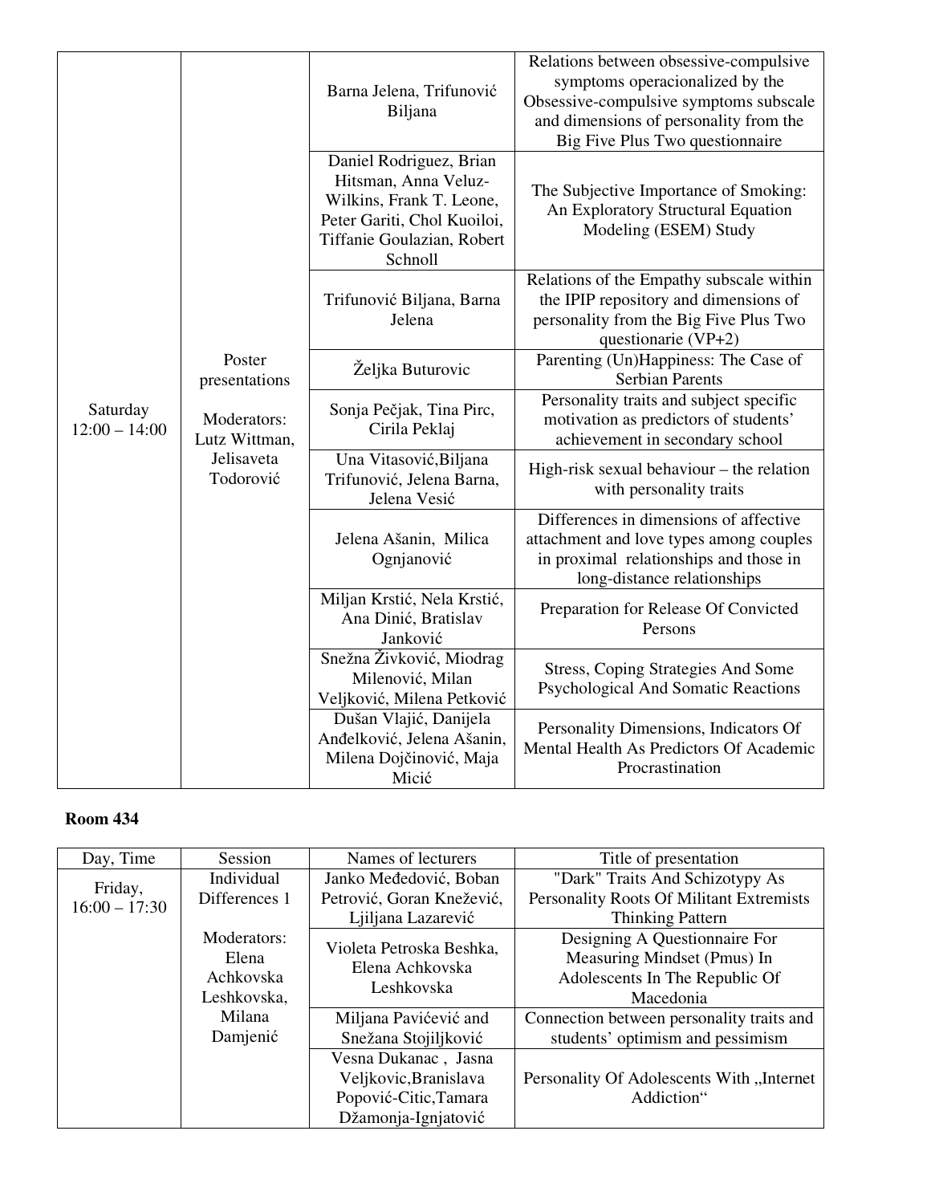| | | | |
|---|---|---|---|
| Saturday 12:00 – 14:00 | Poster presentations<br><br>Moderators: Lutz Wittman, Jelisaveta Todorović | Barna Jelena, Trifunović Biljana | Relations between obsessive-compulsive symptoms operacionalized by the Obsessive-compulsive symptoms subscale and dimensions of personality from the Big Five Plus Two questionnaire |
| | | Daniel Rodriguez, Brian Hitsman, Anna Veluz-Wilkins, Frank T. Leone, Peter Gariti, Chol Kuoiloi, Tiffanie Goulazian, Robert Schnoll | The Subjective Importance of Smoking: An Exploratory Structural Equation Modeling (ESEM) Study |
| | | Trifunović Biljana, Barna Jelena | Relations of the Empathy subscale within the IPIP repository and dimensions of personality from the Big Five Plus Two questionarie (VP+2) |
| | | Željka Buturovic | Parenting (Un)Happiness: The Case of Serbian Parents |
| | | Sonja Pečjak, Tina Pirc, Cirila Peklaj | Personality traits and subject specific motivation as predictors of students' achievement in secondary school |
| | | Una Vitasović,Biljana Trifunović, Jelena Barna, Jelena Vesić | High-risk sexual behaviour – the relation with personality traits |
| | | Jelena Ašanin, Milica Ognjanović | Differences in dimensions of affective attachment and love types among couples in proximal relationships and those in long-distance relationships |
| | | Miljan Krstić, Nela Krstić, Ana Dinić, Bratislav Janković | Preparation for Release Of Convicted Persons |
| | | Snežna Živković, Miodrag Milenović, Milan Veljković, Milena Petković | Stress, Coping Strategies And Some Psychological And Somatic Reactions |
| | | Dušan Vlajić, Danijela Anđelković, Jelena Ašanin, Milena Dojčinović, Maja Micić | Personality Dimensions, Indicators Of Mental Health As Predictors Of Academic Procrastination |

**Room 434**

| Day, Time | Session | Names of lecturers | Title of presentation |
|---|---|---|---|
| Friday, 16:00 – 17:30 | Individual Differences 1<br><br>Moderators: Elena Achkovska Leshkovska, Milana Damjenić | Janko Međedović, Boban Petrović, Goran Knežević, Ljiljana Lazarević | "Dark" Traits And Schizotypy As Personality Roots Of Militant Extremists Thinking Pattern |
| | | Violeta Petroska Beshka, Elena Achkovska Leshkovska | Designing A Questionnaire For Measuring Mindset (Pmus) In Adolescents In The Republic Of Macedonia |
| | | Miljana Pavićević and Snežana Stojiljković | Connection between personality traits and students' optimism and pessimism |
| | | Vesna Dukanac , Jasna Veljkovic,Branislava Popović-Citic,Tamara Džamonja-Ignjatović | Personality Of Adolescents With „Internet Addiction“ |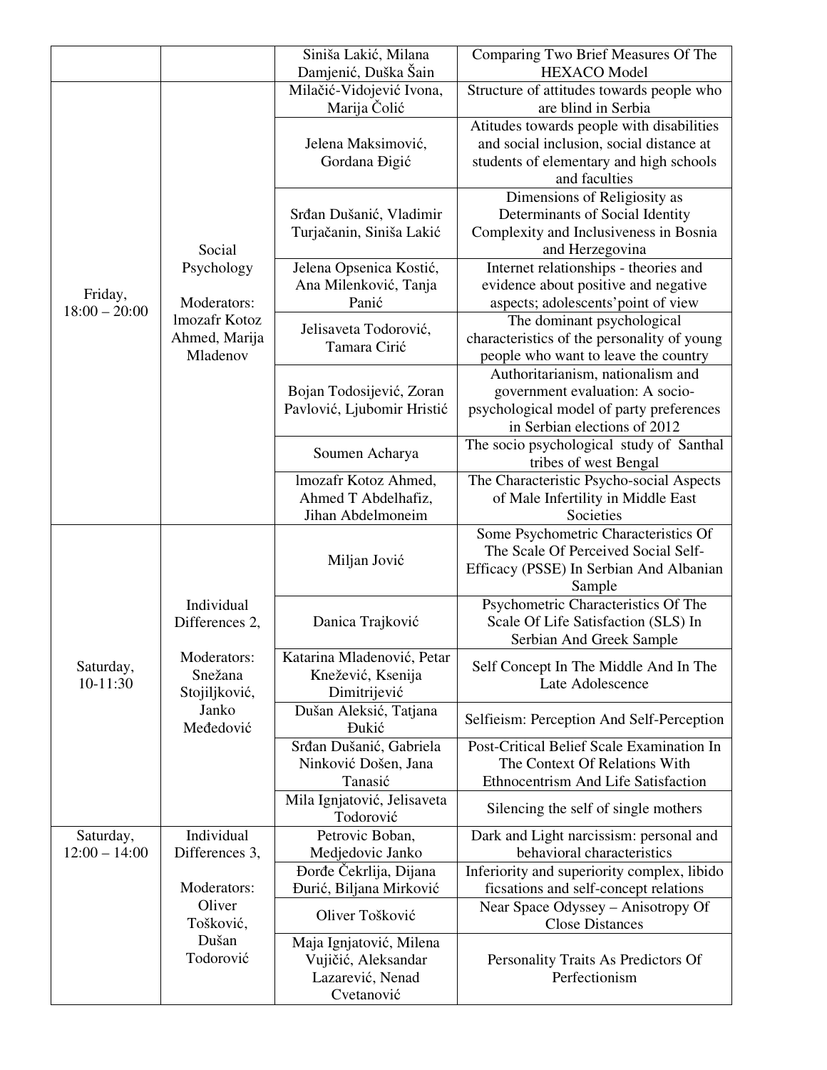| | | Siniša Lakić, Milana Damjenić, Duška Šain | Comparing Two Brief Measures Of The HEXACO Model |
|---|---|---|---|
| Friday, 18:00 – 20:00 | Social Psychology<br><br>Moderators: lmozafr Kotoz Ahmed, Marija Mladenov | Milačić-Vidojević Ivona, Marija Čolić | Structure of attitudes towards people who are blind in Serbia |
| | | Jelena Maksimović, Gordana Đigić | Atitudes towards people with disabilities and social inclusion, social distance at students of elementary and high schools and faculties |
| | | Srđan Dušanić, Vladimir Turjačanin, Siniša Lakić | Dimensions of Religiosity as Determinants of Social Identity Complexity and Inclusiveness in Bosnia and Herzegovina |
| | | Jelena Opsenica Kostić, Ana Milenković, Tanja Panić | Internet relationships - theories and evidence about positive and negative aspects; adolescents'point of view |
| | | Jelisaveta Todorović, Tamara Cirić | The dominant psychological characteristics of the personality of young people who want to leave the country |
| | | Bojan Todosijević, Zoran Pavlović, Ljubomir Hristić | Authoritarianism, nationalism and government evaluation: A socio-psychological model of party preferences in Serbian elections of 2012 |
| | | Soumen Acharya | The socio psychological study of Santhal tribes of west Bengal |
| | | lmozafr Kotoz Ahmed, Ahmed T Abdelhafiz, Jihan Abdelmoneim | The Characteristic Psycho-social Aspects of Male Infertility in Middle East Societies |
| Saturday, 10-11:30 | Individual Differences 2,<br><br>Moderators: Snežana Stojiljković, Janko Međedović | Miljan Jović | Some Psychometric Characteristics Of The Scale Of Perceived Social Self-Efficacy (PSSE) In Serbian And Albanian Sample |
| | | Danica Trajković | Psychometric Characteristics Of The Scale Of Life Satisfaction (SLS) In Serbian And Greek Sample |
| | | Katarina Mladenović, Petar Knežević, Ksenija Dimitrijević | Self Concept In The Middle And In The Late Adolescence |
| | | Dušan Aleksić, Tatjana Đukić | Selfieism: Perception And Self-Perception |
| | | Srđan Dušanić, Gabriela Ninković Došen, Jana Tanasić | Post-Critical Belief Scale Examination In The Context Of Relations With Ethnocentrism And Life Satisfaction |
| | | Mila Ignjatović, Jelisaveta Todorović | Silencing the self of single mothers |
| Saturday, 12:00 – 14:00 | Individual Differences 3,<br><br>Moderators: Oliver Tošković, Dušan Todorović | Petrovic Boban, Medjedovic Janko | Dark and Light narcissism: personal and behavioral characteristics |
| | | Đorđe Čekrlija, Dijana Đurić, Biljana Mirković | Inferiority and superiority complex, libido ficsations and self-concept relations |
| | | Oliver Tošković | Near Space Odyssey – Anisotropy Of Close Distances |
| | | Maja Ignjatović, Milena Vujičić, Aleksandar Lazarević, Nenad Cvetanović | Personality Traits As Predictors Of Perfectionism |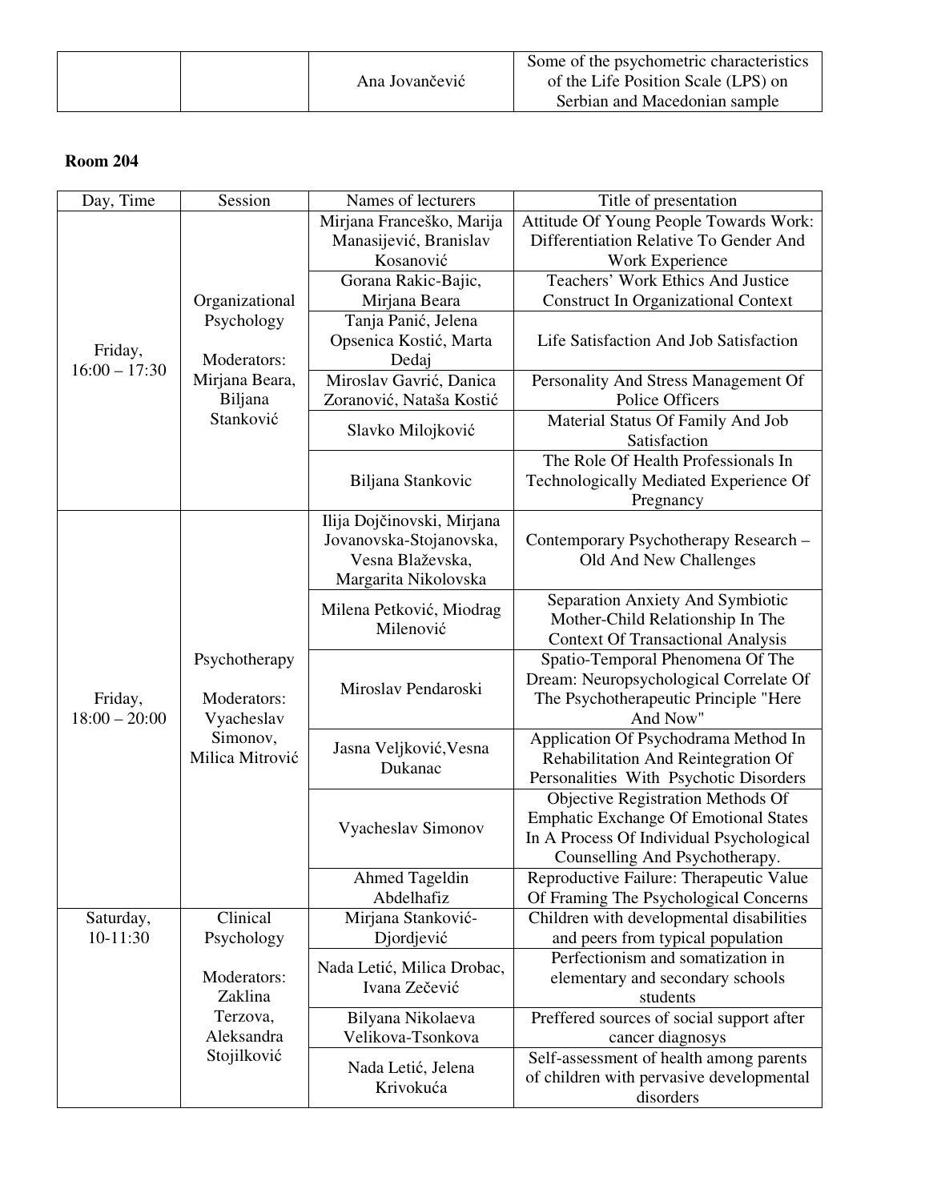| | | Ana Jovančević | Some of the psychometric characteristics of the Life Position Scale (LPS) on Serbian and Macedonian sample |
|---|---|---|---|

**Room 204**

| Day, Time | Session | Names of lecturers | Title of presentation |
|---|---|---|---|
| Friday, 16:00 – 17:30 | Organizational Psychology<br><br>Moderators: Mirjana Beara, Biljana Stanković | Mirjana Franceško, Marija Manasijević, Branislav Kosanović | Attitude Of Young People Towards Work: Differentiation Relative To Gender And Work Experience |
| | | Gorana Rakic-Bajic, Mirjana Beara | Teachers' Work Ethics And Justice Construct In Organizational Context |
| | | Tanja Panić, Jelena Opsenica Kostić, Marta Dedaj | Life Satisfaction And Job Satisfaction |
| | | Miroslav Gavrić, Danica Zoranović, Nataša Kostić | Personality And Stress Management Of Police Officers |
| | | Slavko Milojković | Material Status Of Family And Job Satisfaction |
| | | Biljana Stankovic | The Role Of Health Professionals In Technologically Mediated Experience Of Pregnancy |
| Friday, 18:00 – 20:00 | Psychotherapy<br><br>Moderators: Vyacheslav Simonov, Milica Mitrović | Ilija Dojčinovski, Mirjana Jovanovska-Stojanovska, Vesna Blaževska, Margarita Nikolovska | Contemporary Psychotherapy Research – Old And New Challenges |
| | | Milena Petković, Miodrag Milenović | Separation Anxiety And Symbiotic Mother-Child Relationship In The Context Of Transactional Analysis |
| | | Miroslav Pendaroski | Spatio-Temporal Phenomena Of The Dream: Neuropsychological Correlate Of The Psychotherapeutic Principle "Here And Now" |
| | | Jasna Veljković,Vesna Dukanac | Application Of Psychodrama Method In Rehabilitation And Reintegration Of Personalities With Psychotic Disorders |
| | | Vyacheslav Simonov | Objective Registration Methods Of Emphatic Exchange Of Emotional States In A Process Of Individual Psychological Counselling And Psychotherapy. |
| | | Ahmed Tageldin Abdelhafiz | Reproductive Failure: Therapeutic Value Of Framing The Psychological Concerns |
| Saturday, 10-11:30 | Clinical Psychology<br><br>Moderators: Zaklina Terzova, Aleksandra Stojilković | Mirjana Stanković-Djordjević | Children with developmental disabilities and peers from typical population |
| | | Nada Letić, Milica Drobac, Ivana Zečević | Perfectionism and somatization in elementary and secondary schools students |
| | | Bilyana Nikolaeva Velikova-Tsonkova | Preffered sources of social support after cancer diagnosys |
| | | Nada Letić, Jelena Krivokuća | Self-assessment of health among parents of children with pervasive developmental disorders |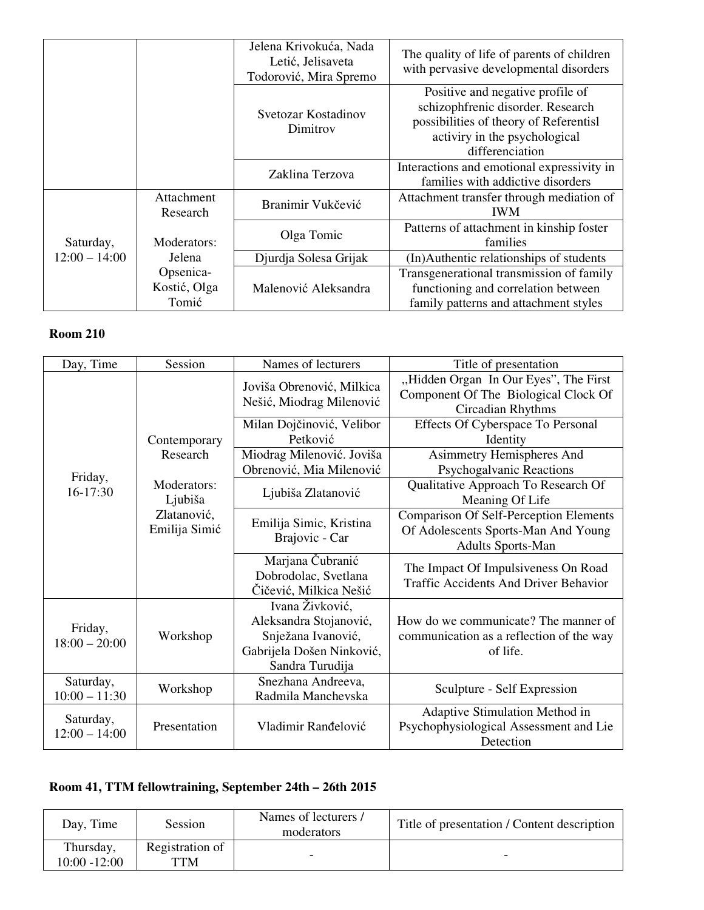| | | Jelena Krivokuća, Nada Letić, Jelisaveta Todorović, Mira Spremo | The quality of life of parents of children with pervasive developmental disorders |
|---|---|---|---|
| | | Svetozar Kostadinov Dimitrov | Positive and negative profile of schizophfrenic disorder. Research possibilities of theory of Referentisl activiry in the psychological differenciation |
| | | Zaklina Terzova | Interactions and emotional expressivity in families with addictive disorders |
| Saturday, 12:00 – 14:00 | Attachment Research<br><br>Moderators: Jelena Opsenica-Kostić, Olga Tomić | Branimir Vukčević | Attachment transfer through mediation of IWM |
| | | Olga Tomic | Patterns of attachment in kinship foster families |
| | | Djurdja Solesa Grijak | (In)Authentic relationships of students |
| | | Malenović Aleksandra | Transgenerational transmission of family functioning and correlation between family patterns and attachment styles |

**Room 210**

| Day, Time | Session | Names of lecturers | Title of presentation |
|---|---|---|---|
| Friday, 16-17:30 | Contemporary Research<br><br>Moderators: Ljubiša Zlatanović, Emilija Simić | Joviša Obrenović, Milkica Nešić, Miodrag Milenović | „Hidden Organ In Our Eyes", The First Component Of The Biological Clock Of Circadian Rhythms |
| | | Milan Dojčinović, Velibor Petković | Effects Of Cyberspace To Personal Identity |
| | | Miodrag Milenović. Joviša Obrenović, Mia Milenović | Asimmetry Hemispheres And Psychogalvanic Reactions |
| | | Ljubiša Zlatanović | Qualitative Approach To Research Of Meaning Of Life |
| | | Emilija Simic, Kristina Brajovic - Car | Comparison Of Self-Perception Elements Of Adolescents Sports-Man And Young Adults Sports-Man |
| | | Marjana Čubranić Dobrodolac, Svetlana Čičević, Milkica Nešić | The Impact Of Impulsiveness On Road Traffic Accidents And Driver Behavior |
| Friday, 18:00 – 20:00 | Workshop | Ivana Živković, Aleksandra Stojanović, Snježana Ivanović, Gabrijela Došen Ninković, Sandra Turudija | How do we communicate? The manner of communication as a reflection of the way of life. |
| Saturday, 10:00 – 11:30 | Workshop | Snezhana Andreeva, Radmila Manchevska | Sculpture - Self Expression |
| Saturday, 12:00 – 14:00 | Presentation | Vladimir Ranđelović | Adaptive Stimulation Method in Psychophysiological Assessment and Lie Detection |

**Room 41, TTM fellowtraining, September 24th – 26th 2015**

| Day, Time | Session | Names of lecturers / moderators | Title of presentation / Content description |
|---|---|---|---|
| Thursday, 10:00 -12:00 | Registration of TTM | - | - |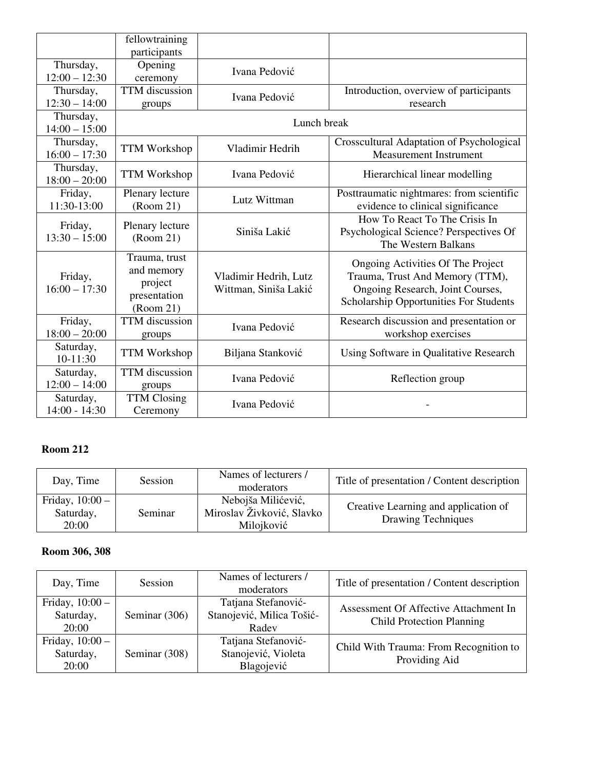| | | | |
|---|---|---|---|
| | fellowtraining participants | | |
| Thursday, 12:00 – 12:30 | Opening ceremony | Ivana Pedović | |
| Thursday, 12:30 – 14:00 | TTM discussion groups | Ivana Pedović | Introduction, overview of participants research |
| Thursday, 14:00 – 15:00 | Lunch break | | |
| Thursday, 16:00 – 17:30 | TTM Workshop | Vladimir Hedrih | Crosscultural Adaptation of Psychological Measurement Instrument |
| Thursday, 18:00 – 20:00 | TTM Workshop | Ivana Pedović | Hierarchical linear modelling |
| Friday, 11:30-13:00 | Plenary lecture (Room 21) | Lutz Wittman | Posttraumatic nightmares: from scientific evidence to clinical significance |
| Friday, 13:30 – 15:00 | Plenary lecture (Room 21) | Siniša Lakić | How To React To The Crisis In Psychological Science? Perspectives Of The Western Balkans |
| Friday, 16:00 – 17:30 | Trauma, trust and memory project presentation (Room 21) | Vladimir Hedrih, Lutz Wittman, Siniša Lakić | Ongoing Activities Of The Project Trauma, Trust And Memory (TTM), Ongoing Research, Joint Courses, Scholarship Opportunities For Students |
| Friday, 18:00 – 20:00 | TTM discussion groups | Ivana Pedović | Research discussion and presentation or workshop exercises |
| Saturday, 10-11:30 | TTM Workshop | Biljana Stanković | Using Software in Qualitative Research |
| Saturday, 12:00 – 14:00 | TTM discussion groups | Ivana Pedović | Reflection group |
| Saturday, 14:00 - 14:30 | TTM Closing Ceremony | Ivana Pedović | - |

**Room 212**

| Day, Time | Session | Names of lecturers / moderators | Title of presentation / Content description |
|---|---|---|---|
| Friday, 10:00 – Saturday, 20:00 | Seminar | Nebojša Milićević, Miroslav Živković, Slavko Milojković | Creative Learning and application of Drawing Techniques |

**Room 306, 308**

| Day, Time | Session | Names of lecturers / moderators | Title of presentation / Content description |
|---|---|---|---|
| Friday, 10:00 – Saturday, 20:00 | Seminar (306) | Tatjana Stefanović-Stanojević, Milica Tošić-Radev | Assessment Of Affective Attachment In Child Protection Planning |
| Friday, 10:00 – Saturday, 20:00 | Seminar (308) | Tatjana Stefanović-Stanojević, Violeta Blagojević | Child With Trauma: From Recognition to Providing Aid |